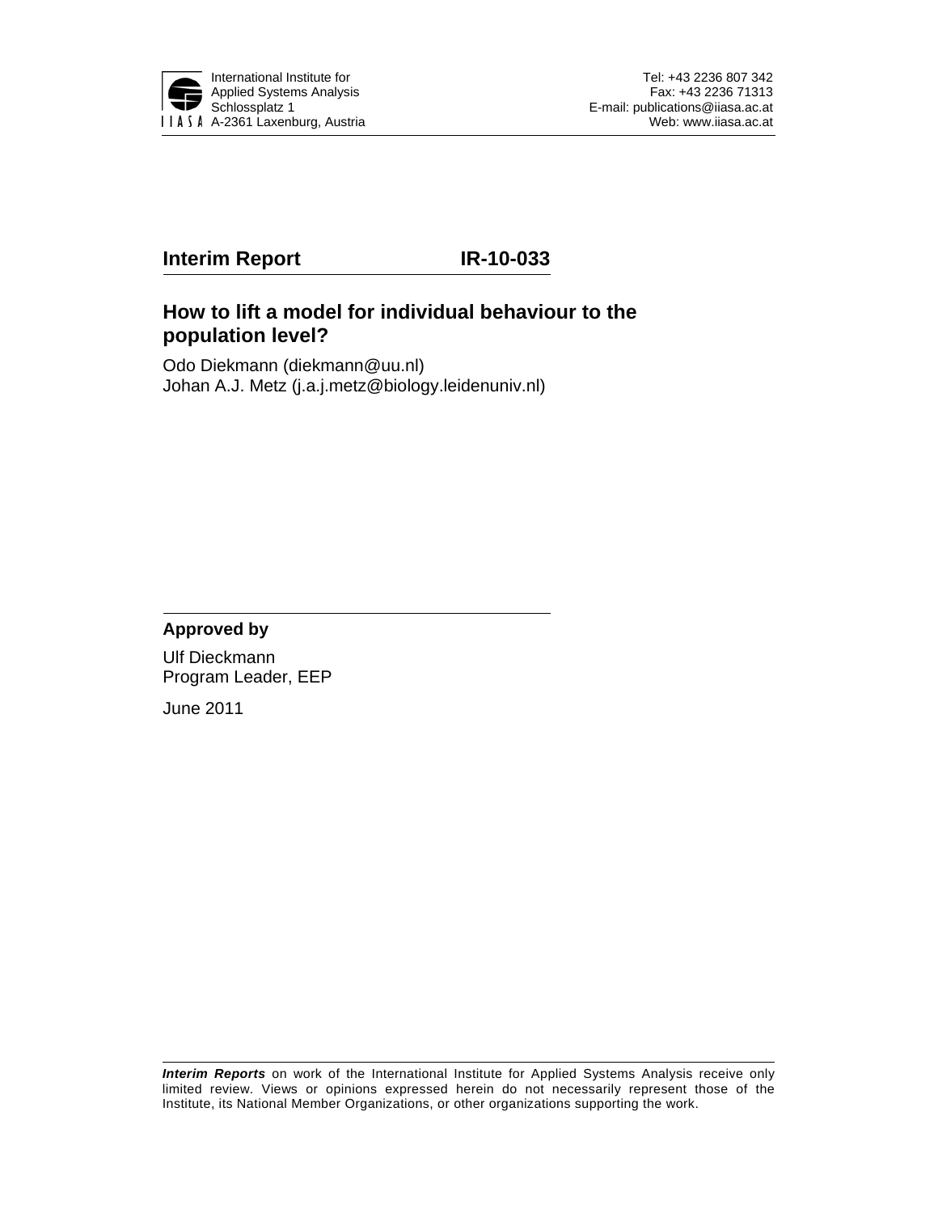International Institute for Applied Systems Analysis
Schlossplatz 1
A-2361 Laxenburg, Austria

Tel: +43 2236 807 342
Fax: +43 2236 71313
E-mail: publications@iiasa.ac.at
Web: www.iiasa.ac.at

**Interim Report IR-10-033**

# How to lift a model for individual behaviour to the population level?

Odo Diekmann (diekmann@uu.nl)
Johan A.J. Metz (j.a.j.metz@biology.leidenuniv.nl)

**Approved by**

Ulf Dieckmann
Program Leader, EEP

June 2011

***Interim Reports*** on work of the International Institute for Applied Systems Analysis receive only limited review. Views or opinions expressed herein do not necessarily represent those of the Institute, its National Member Organizations, or other organizations supporting the work.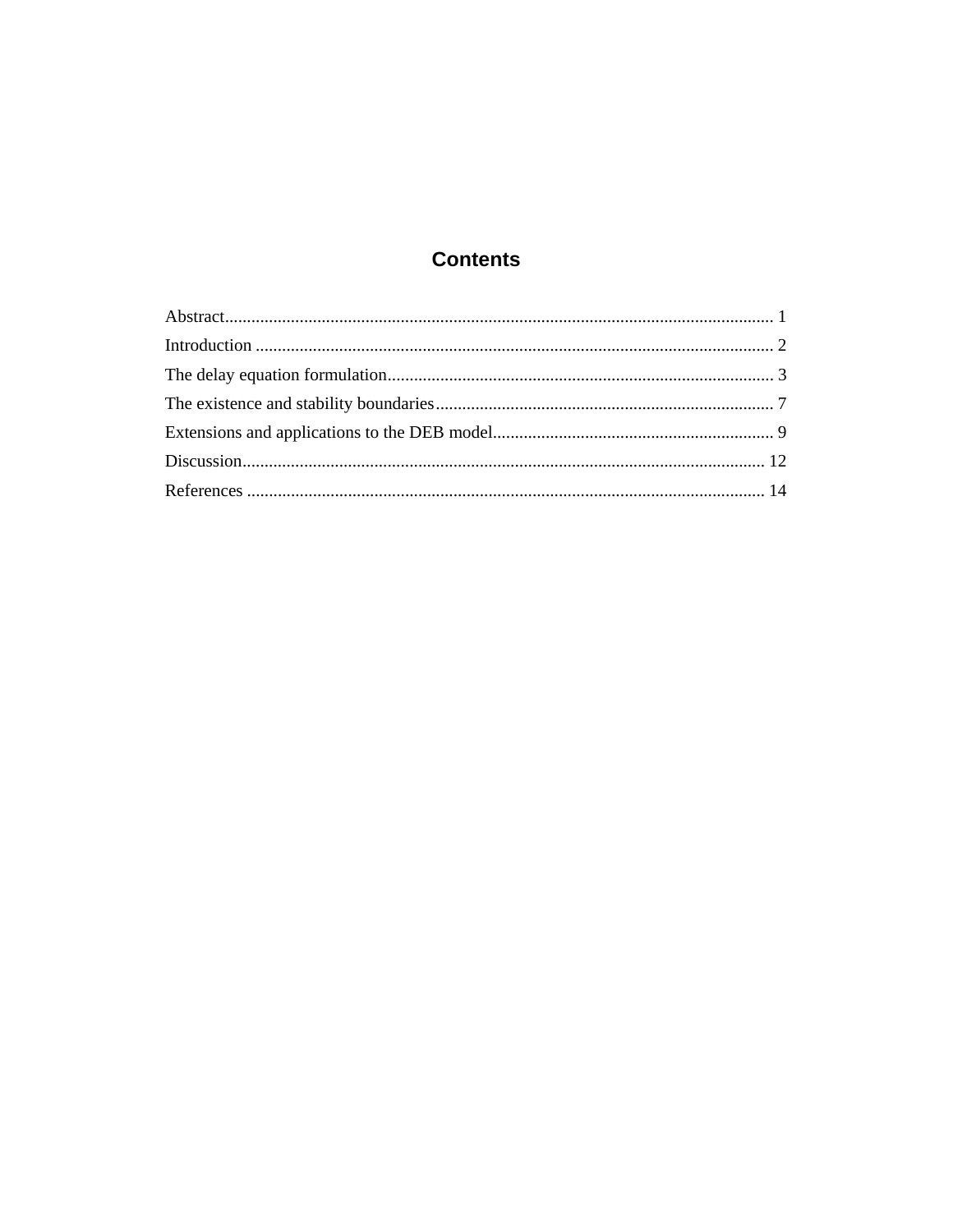# Contents

Abstract............................................................................................................................ 1
Introduction ..................................................................................................................... 2
The delay equation formulation........................................................................................ 3
The existence and stability boundaries............................................................................. 7
Extensions and applications to the DEB model................................................................ 9
Discussion....................................................................................................................... 12
References ...................................................................................................................... 14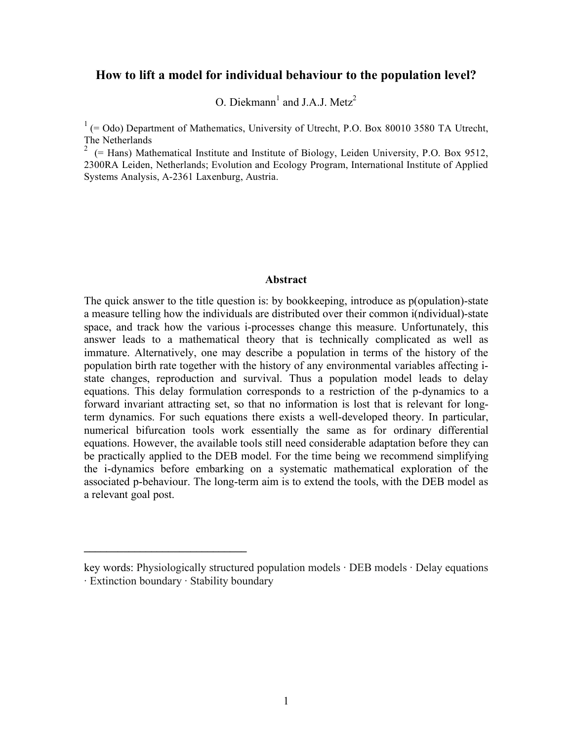# How to lift a model for individual behaviour to the population level?

O. Diekmann[1] and J.A.J. Metz[2]

[1] (= Odo) Department of Mathematics, University of Utrecht, P.O. Box 80010 3580 TA Utrecht, The Netherlands

[2] (= Hans) Mathematical Institute and Institute of Biology, Leiden University, P.O. Box 9512, 2300RA Leiden, Netherlands; Evolution and Ecology Program, International Institute of Applied Systems Analysis, A-2361 Laxenburg, Austria.

## Abstract

The quick answer to the title question is: by bookkeeping, introduce as p(opulation)-state a measure telling how the individuals are distributed over their common i(ndividual)-state space, and track how the various i-processes change this measure. Unfortunately, this answer leads to a mathematical theory that is technically complicated as well as immature. Alternatively, one may describe a population in terms of the history of the population birth rate together with the history of any environmental variables affecting i-state changes, reproduction and survival. Thus a population model leads to delay equations. This delay formulation corresponds to a restriction of the p-dynamics to a forward invariant attracting set, so that no information is lost that is relevant for long-term dynamics. For such equations there exists a well-developed theory. In particular, numerical bifurcation tools work essentially the same as for ordinary differential equations. However, the available tools still need considerable adaptation before they can be practically applied to the DEB model. For the time being we recommend simplifying the i-dynamics before embarking on a systematic mathematical exploration of the associated p-behaviour. The long-term aim is to extend the tools, with the DEB model as a relevant goal post.

---

key words: Physiologically structured population models · DEB models · Delay equations · Extinction boundary · Stability boundary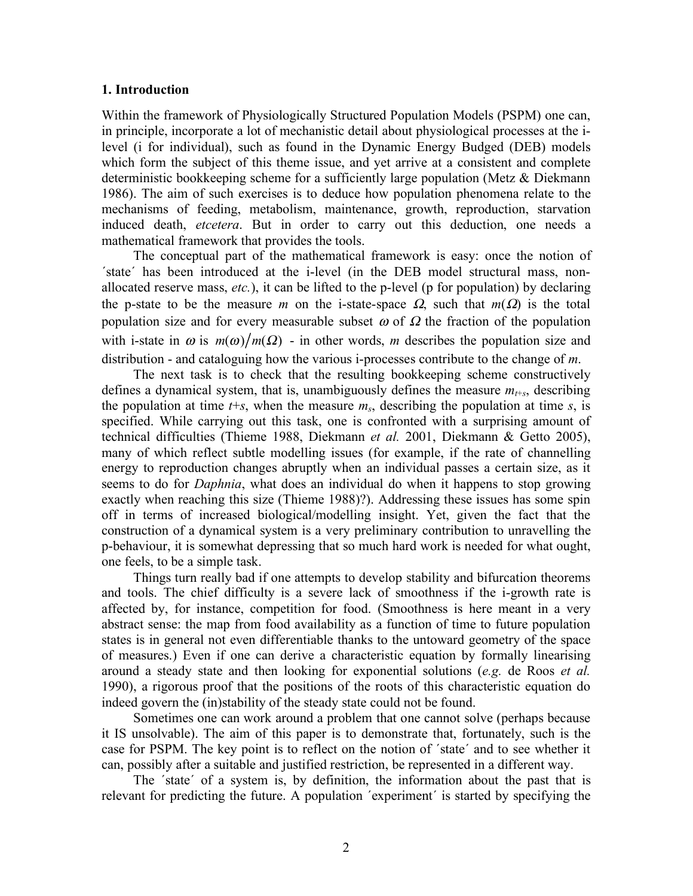## 1. Introduction

Within the framework of Physiologically Structured Population Models (PSPM) one can, in principle, incorporate a lot of mechanistic detail about physiological processes at the i-level (i for individual), such as found in the Dynamic Energy Budged (DEB) models which form the subject of this theme issue, and yet arrive at a consistent and complete deterministic bookkeeping scheme for a sufficiently large population (Metz & Diekmann 1986). The aim of such exercises is to deduce how population phenomena relate to the mechanisms of feeding, metabolism, maintenance, growth, reproduction, starvation induced death, *etcetera*. But in order to carry out this deduction, one needs a mathematical framework that provides the tools.

The conceptual part of the mathematical framework is easy: once the notion of ´state´ has been introduced at the i-level (in the DEB model structural mass, non-allocated reserve mass, *etc.*), it can be lifted to the p-level (p for population) by declaring the p-state to be the measure $m$ on the i-state-space $\Omega$, such that $m(\Omega)$ is the total population size and for every measurable subset $\omega$ of $\Omega$ the fraction of the population with i-state in $\omega$ is $m(\omega)/m(\Omega)$ - in other words, $m$ describes the population size and distribution - and cataloguing how the various i-processes contribute to the change of $m$.

The next task is to check that the resulting bookkeeping scheme constructively defines a dynamical system, that is, unambiguously defines the measure $m_{t+s}$, describing the population at time $t$+$s$, when the measure $m_s$, describing the population at time $s$, is specified. While carrying out this task, one is confronted with a surprising amount of technical difficulties (Thieme 1988, Diekmann *et al.* 2001, Diekmann & Getto 2005), many of which reflect subtle modelling issues (for example, if the rate of channelling energy to reproduction changes abruptly when an individual passes a certain size, as it seems to do for *Daphnia*, what does an individual do when it happens to stop growing exactly when reaching this size (Thieme 1988)?). Addressing these issues has some spin off in terms of increased biological/modelling insight. Yet, given the fact that the construction of a dynamical system is a very preliminary contribution to unravelling the p-behaviour, it is somewhat depressing that so much hard work is needed for what ought, one feels, to be a simple task.

Things turn really bad if one attempts to develop stability and bifurcation theorems and tools. The chief difficulty is a severe lack of smoothness if the i-growth rate is affected by, for instance, competition for food. (Smoothness is here meant in a very abstract sense: the map from food availability as a function of time to future population states is in general not even differentiable thanks to the untoward geometry of the space of measures.) Even if one can derive a characteristic equation by formally linearising around a steady state and then looking for exponential solutions (*e.g.* de Roos *et al.* 1990), a rigorous proof that the positions of the roots of this characteristic equation do indeed govern the (in)stability of the steady state could not be found.

Sometimes one can work around a problem that one cannot solve (perhaps because it IS unsolvable). The aim of this paper is to demonstrate that, fortunately, such is the case for PSPM. The key point is to reflect on the notion of ´state´ and to see whether it can, possibly after a suitable and justified restriction, be represented in a different way.

The ´state´ of a system is, by definition, the information about the past that is relevant for predicting the future. A population ´experiment´ is started by specifying the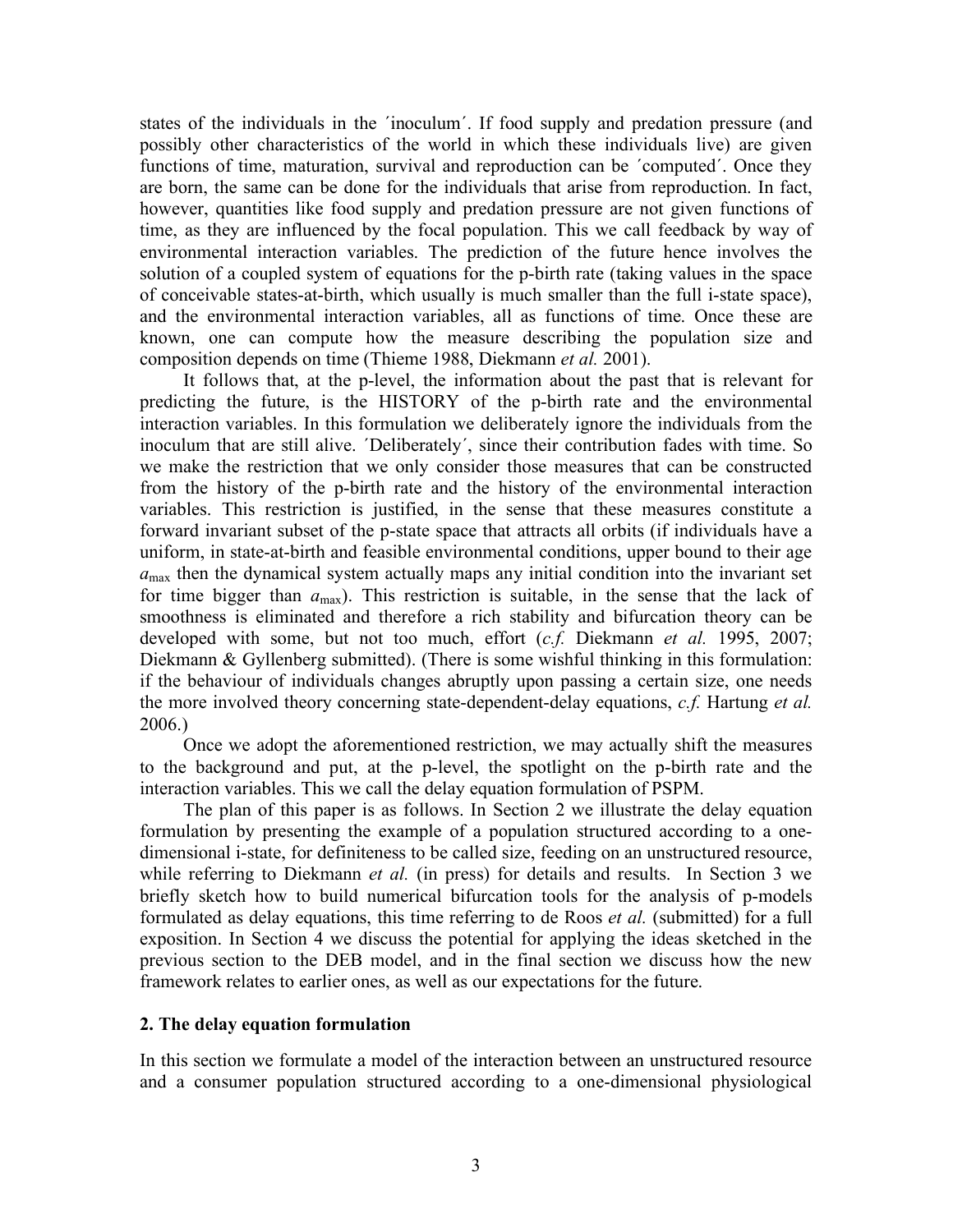states of the individuals in the ´inoculum´. If food supply and predation pressure (and possibly other characteristics of the world in which these individuals live) are given functions of time, maturation, survival and reproduction can be ´computed´. Once they are born, the same can be done for the individuals that arise from reproduction. In fact, however, quantities like food supply and predation pressure are not given functions of time, as they are influenced by the focal population. This we call feedback by way of environmental interaction variables. The prediction of the future hence involves the solution of a coupled system of equations for the p-birth rate (taking values in the space of conceivable states-at-birth, which usually is much smaller than the full i-state space), and the environmental interaction variables, all as functions of time. Once these are known, one can compute how the measure describing the population size and composition depends on time (Thieme 1988, Diekmann *et al.* 2001).

It follows that, at the p-level, the information about the past that is relevant for predicting the future, is the HISTORY of the p-birth rate and the environmental interaction variables. In this formulation we deliberately ignore the individuals from the inoculum that are still alive. ´Deliberately´, since their contribution fades with time. So we make the restriction that we only consider those measures that can be constructed from the history of the p-birth rate and the history of the environmental interaction variables. This restriction is justified, in the sense that these measures constitute a forward invariant subset of the p-state space that attracts all orbits (if individuals have a uniform, in state-at-birth and feasible environmental conditions, upper bound to their age $a_{\max}$ then the dynamical system actually maps any initial condition into the invariant set for time bigger than $a_{\max}$). This restriction is suitable, in the sense that the lack of smoothness is eliminated and therefore a rich stability and bifurcation theory can be developed with some, but not too much, effort (*c.f.* Diekmann *et al.* 1995, 2007; Diekmann & Gyllenberg submitted). (There is some wishful thinking in this formulation: if the behaviour of individuals changes abruptly upon passing a certain size, one needs the more involved theory concerning state-dependent-delay equations, *c.f.* Hartung *et al.* 2006.)

Once we adopt the aforementioned restriction, we may actually shift the measures to the background and put, at the p-level, the spotlight on the p-birth rate and the interaction variables. This we call the delay equation formulation of PSPM.

The plan of this paper is as follows. In Section 2 we illustrate the delay equation formulation by presenting the example of a population structured according to a one-dimensional i-state, for definiteness to be called size, feeding on an unstructured resource, while referring to Diekmann *et al.* (in press) for details and results. In Section 3 we briefly sketch how to build numerical bifurcation tools for the analysis of p-models formulated as delay equations, this time referring to de Roos *et al.* (submitted) for a full exposition. In Section 4 we discuss the potential for applying the ideas sketched in the previous section to the DEB model, and in the final section we discuss how the new framework relates to earlier ones, as well as our expectations for the future.

## 2. The delay equation formulation

In this section we formulate a model of the interaction between an unstructured resource and a consumer population structured according to a one-dimensional physiological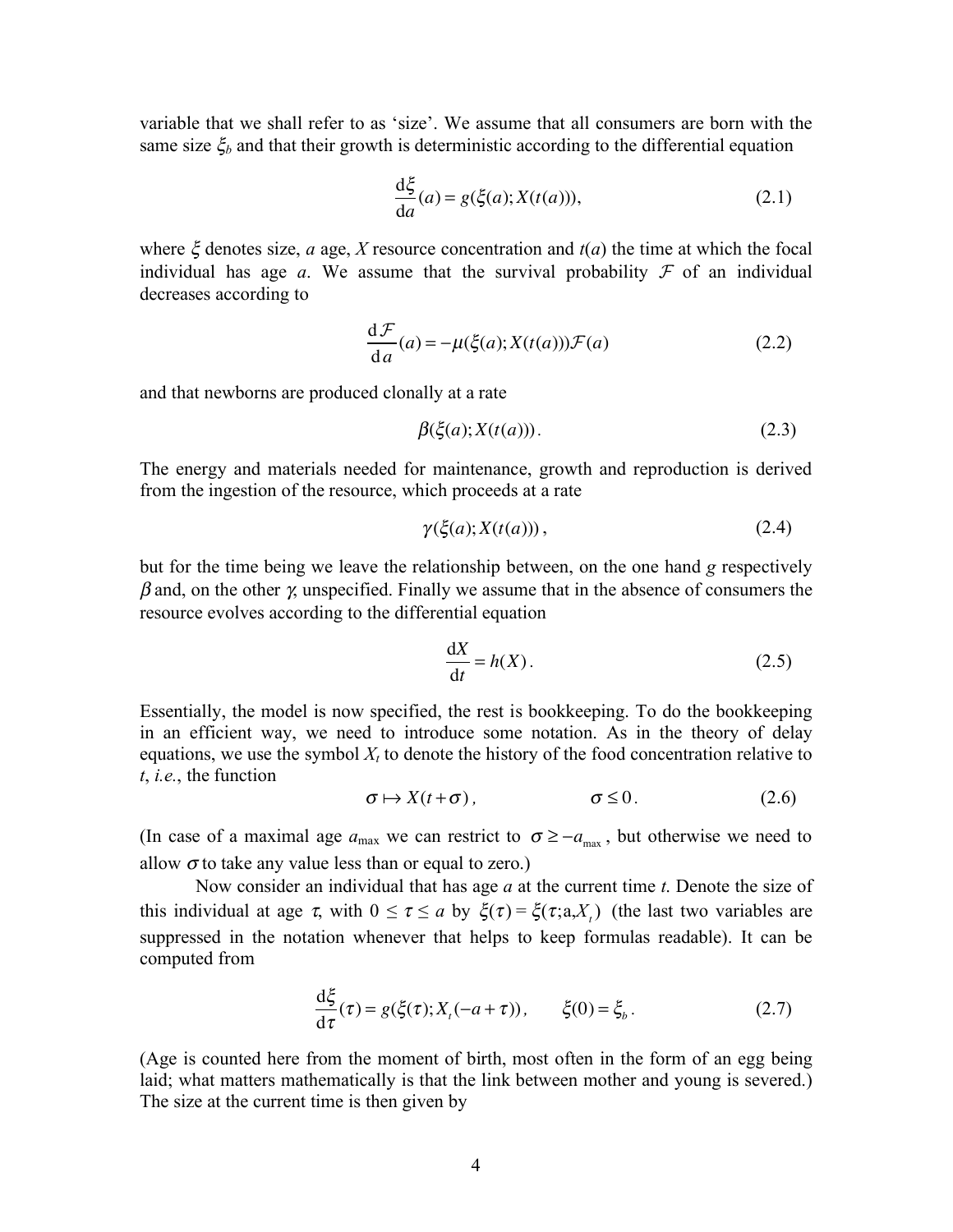variable that we shall refer to as 'size'. We assume that all consumers are born with the same size $\xi_b$ and that their growth is deterministic according to the differential equation

$$\frac{\mathrm{d}\xi}{\mathrm{d}a}(a) = g(\xi(a); X(t(a))), \tag{2.1}$$

where $\xi$ denotes size, $a$ age, $X$ resource concentration and $t(a)$ the time at which the focal individual has age $a$. We assume that the survival probability $\mathcal{F}$ of an individual decreases according to

$$\frac{\mathrm{d}\mathcal{F}}{\mathrm{d}a}(a) = -\mu(\xi(a); X(t(a)))\mathcal{F}(a) \tag{2.2}$$

and that newborns are produced clonally at a rate

$$\beta(\xi(a); X(t(a))). \tag{2.3}$$

The energy and materials needed for maintenance, growth and reproduction is derived from the ingestion of the resource, which proceeds at a rate

$$\gamma(\xi(a); X(t(a))), \tag{2.4}$$

but for the time being we leave the relationship between, on the one hand $g$ respectively $\beta$ and, on the other $\gamma$, unspecified. Finally we assume that in the absence of consumers the resource evolves according to the differential equation

$$\frac{\mathrm{d}X}{\mathrm{d}t} = h(X). \tag{2.5}$$

Essentially, the model is now specified, the rest is bookkeeping. To do the bookkeeping in an efficient way, we need to introduce some notation. As in the theory of delay equations, we use the symbol $X_t$ to denote the history of the food concentration relative to $t$, *i.e.*, the function

$$\sigma \mapsto X(t+\sigma), \qquad \sigma \leq 0. \tag{2.6}$$

(In case of a maximal age $a_{\max}$ we can restrict to $\sigma \geq -a_{\max}$, but otherwise we need to allow $\sigma$ to take any value less than or equal to zero.)

Now consider an individual that has age $a$ at the current time $t$. Denote the size of this individual at age $\tau$, with $0 \leq \tau \leq a$ by $\xi(\tau) = \xi(\tau; a, X_t)$ (the last two variables are suppressed in the notation whenever that helps to keep formulas readable). It can be computed from

$$\frac{\mathrm{d}\xi}{\mathrm{d}\tau}(\tau) = g(\xi(\tau); X_t(-a+\tau)), \qquad \xi(0) = \xi_b. \tag{2.7}$$

(Age is counted here from the moment of birth, most often in the form of an egg being laid; what matters mathematically is that the link between mother and young is severed.) The size at the current time is then given by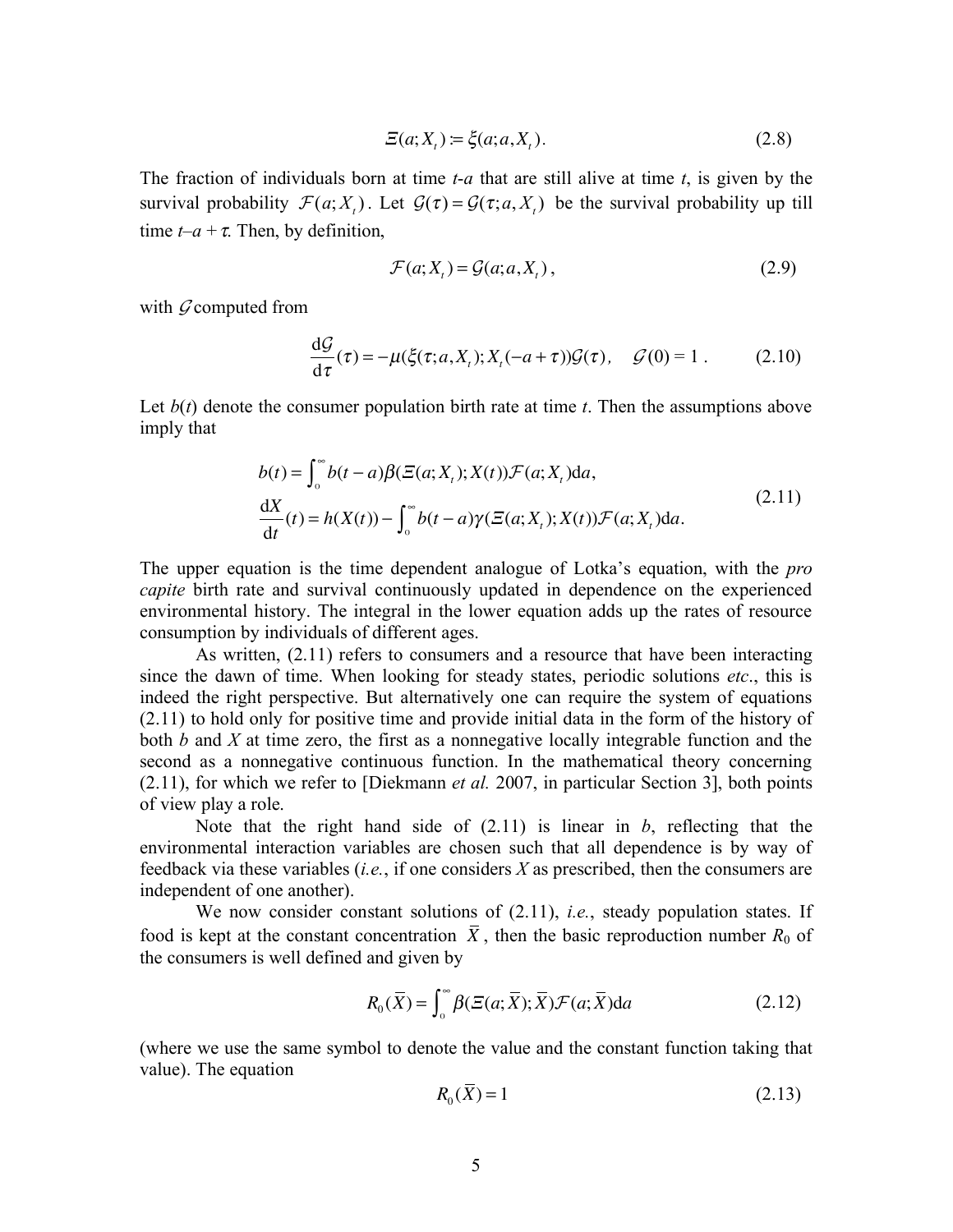$$\Xi(a;X_t) := \xi(a;a,X_t). \tag{2.8}$$

The fraction of individuals born at time *t-a* that are still alive at time *t*, is given by the survival probability $\mathcal{F}(a;X_t)$. Let $\mathcal{G}(\tau) = \mathcal{G}(\tau;a,X_t)$ be the survival probability up till time $t-a+\tau$. Then, by definition,

$$\mathcal{F}(a;X_t) = \mathcal{G}(a;a,X_t), \tag{2.9}$$

with $\mathcal{G}$ computed from

$$\frac{\mathrm{d}\mathcal{G}}{\mathrm{d}\tau}(\tau) = -\mu(\xi(\tau;a,X_t);X_t(-a+\tau))\mathcal{G}(\tau), \quad \mathcal{G}(0) = 1\ . \tag{2.10}$$

Let $b(t)$ denote the consumer population birth rate at time *t*. Then the assumptions above imply that

$$\begin{aligned} b(t) &= \int_0^\infty b(t-a)\beta(\Xi(a;X_t);X(t))\mathcal{F}(a;X_t)\mathrm{d}a, \\ \frac{\mathrm{d}X}{\mathrm{d}t}(t) &= h(X(t)) - \int_0^\infty b(t-a)\gamma(\Xi(a;X_t);X(t))\mathcal{F}(a;X_t)\mathrm{d}a. \end{aligned} \tag{2.11}$$

The upper equation is the time dependent analogue of Lotka's equation, with the *pro capite* birth rate and survival continuously updated in dependence on the experienced environmental history. The integral in the lower equation adds up the rates of resource consumption by individuals of different ages.

As written, (2.11) refers to consumers and a resource that have been interacting since the dawn of time. When looking for steady states, periodic solutions *etc*., this is indeed the right perspective. But alternatively one can require the system of equations (2.11) to hold only for positive time and provide initial data in the form of the history of both *b* and *X* at time zero, the first as a nonnegative locally integrable function and the second as a nonnegative continuous function. In the mathematical theory concerning (2.11), for which we refer to [Diekmann *et al.* 2007, in particular Section 3], both points of view play a role.

Note that the right hand side of (2.11) is linear in *b*, reflecting that the environmental interaction variables are chosen such that all dependence is by way of feedback via these variables (*i.e.*, if one considers *X* as prescribed, then the consumers are independent of one another).

We now consider constant solutions of (2.11), *i.e.*, steady population states. If food is kept at the constant concentration $\bar{X}$, then the basic reproduction number $R_0$ of the consumers is well defined and given by

$$R_0(\bar{X}) = \int_0^\infty \beta(\Xi(a;\bar{X});\bar{X})\mathcal{F}(a;\bar{X})\mathrm{d}a \tag{2.12}$$

(where we use the same symbol to denote the value and the constant function taking that value). The equation

$$R_0(\bar{X}) = 1 \tag{2.13}$$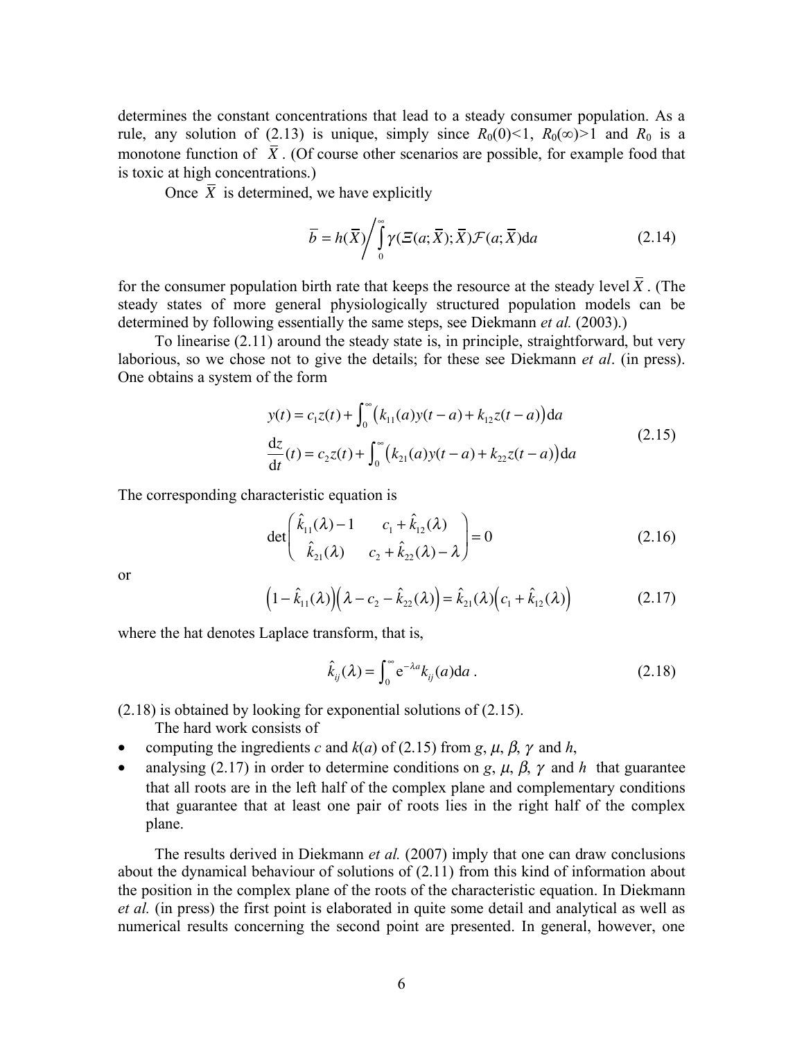determines the constant concentrations that lead to a steady consumer population. As a rule, any solution of (2.13) is unique, simply since $R_0(0)<1$, $R_0(\infty)>1$ and $R_0$ is a monotone function of $\overline{X}$. (Of course other scenarios are possible, for example food that is toxic at high concentrations.)

Once $\overline{X}$ is determined, we have explicitly

$$\overline{b} = h(\overline{X}) \Big/ \int_0^\infty \gamma(\Xi(a;\overline{X});\overline{X})\mathcal{F}(a;\overline{X})\mathrm{d}a \tag{2.14}$$

for the consumer population birth rate that keeps the resource at the steady level $\overline{X}$. (The steady states of more general physiologically structured population models can be determined by following essentially the same steps, see Diekmann *et al.* (2003).)

To linearise (2.11) around the steady state is, in principle, straightforward, but very laborious, so we chose not to give the details; for these see Diekmann *et al*. (in press). One obtains a system of the form

$$\begin{aligned} y(t) &= c_1 z(t) + \int_0^\infty \big(k_{11}(a)y(t-a) + k_{12}z(t-a)\big)\mathrm{d}a \\ \frac{\mathrm{d}z}{\mathrm{d}t}(t) &= c_2 z(t) + \int_0^\infty \big(k_{21}(a)y(t-a) + k_{22}z(t-a)\big)\mathrm{d}a \end{aligned} \tag{2.15}$$

The corresponding characteristic equation is

$$\det\begin{pmatrix} \hat{k}_{11}(\lambda)-1 & c_1+\hat{k}_{12}(\lambda) \\ \hat{k}_{21}(\lambda) & c_2+\hat{k}_{22}(\lambda)-\lambda \end{pmatrix} = 0 \tag{2.16}$$

or

$$\big(1-\hat{k}_{11}(\lambda)\big)\big(\lambda - c_2 - \hat{k}_{22}(\lambda)\big) = \hat{k}_{21}(\lambda)\big(c_1 + \hat{k}_{12}(\lambda)\big) \tag{2.17}$$

where the hat denotes Laplace transform, that is,

$$\hat{k}_{ij}(\lambda) = \int_0^\infty \mathrm{e}^{-\lambda a}k_{ij}(a)\mathrm{d}a\,. \tag{2.18}$$

(2.18) is obtained by looking for exponential solutions of (2.15).

The hard work consists of

- computing the ingredients $c$ and $k(a)$ of (2.15) from $g$, $\mu$, $\beta$, $\gamma$ and $h$,
- analysing (2.17) in order to determine conditions on $g$, $\mu$, $\beta$, $\gamma$ and $h$ that guarantee that all roots are in the left half of the complex plane and complementary conditions that guarantee that at least one pair of roots lies in the right half of the complex plane.

The results derived in Diekmann *et al.* (2007) imply that one can draw conclusions about the dynamical behaviour of solutions of (2.11) from this kind of information about the position in the complex plane of the roots of the characteristic equation. In Diekmann *et al.* (in press) the first point is elaborated in quite some detail and analytical as well as numerical results concerning the second point are presented. In general, however, one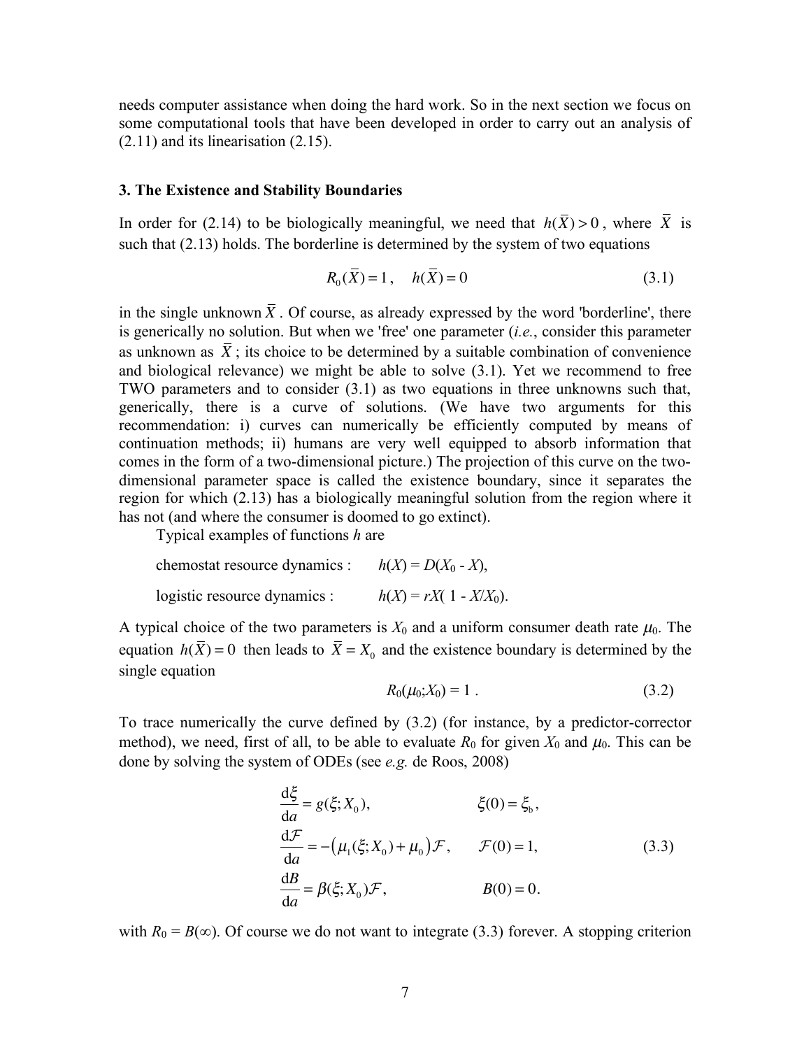needs computer assistance when doing the hard work. So in the next section we focus on some computational tools that have been developed in order to carry out an analysis of (2.11) and its linearisation (2.15).

### 3. The Existence and Stability Boundaries

In order for (2.14) to be biologically meaningful, we need that $h(\bar{X}) > 0$, where $\bar{X}$ is such that (2.13) holds. The borderline is determined by the system of two equations

$$R_0(\bar{X}) = 1, \quad h(\bar{X}) = 0 \tag{3.1}$$

in the single unknown $\bar{X}$. Of course, as already expressed by the word 'borderline', there is generically no solution. But when we 'free' one parameter (*i.e.*, consider this parameter as unknown as $\bar{X}$; its choice to be determined by a suitable combination of convenience and biological relevance) we might be able to solve (3.1). Yet we recommend to free TWO parameters and to consider (3.1) as two equations in three unknowns such that, generically, there is a curve of solutions. (We have two arguments for this recommendation: i) curves can numerically be efficiently computed by means of continuation methods; ii) humans are very well equipped to absorb information that comes in the form of a two-dimensional picture.) The projection of this curve on the two-dimensional parameter space is called the existence boundary, since it separates the region for which (2.13) has a biologically meaningful solution from the region where it has not (and where the consumer is doomed to go extinct).

Typical examples of functions $h$ are

chemostat resource dynamics : $h(X) = D(X_0 - X)$,

logistic resource dynamics : $h(X) = rX(1 - X/X_0)$.

A typical choice of the two parameters is $X_0$ and a uniform consumer death rate $\mu_0$. The equation $h(\bar{X}) = 0$ then leads to $\bar{X} = X_0$ and the existence boundary is determined by the single equation

$$R_0(\mu_0; X_0) = 1 . \tag{3.2}$$

To trace numerically the curve defined by (3.2) (for instance, by a predictor-corrector method), we need, first of all, to be able to evaluate $R_0$ for given $X_0$ and $\mu_0$. This can be done by solving the system of ODEs (see *e.g.* de Roos, 2008)

$$\begin{aligned}
\frac{\mathrm{d}\xi}{\mathrm{d}a} &= g(\xi; X_0), & \xi(0) &= \xi_b, \\
\frac{\mathrm{d}\mathcal{F}}{\mathrm{d}a} &= -\big(\mu_1(\xi; X_0) + \mu_0\big)\mathcal{F}, & \mathcal{F}(0) &= 1, \\
\frac{\mathrm{d}B}{\mathrm{d}a} &= \beta(\xi; X_0)\mathcal{F}, & B(0) &= 0.
\end{aligned} \tag{3.3}$$

with $R_0 = B(\infty)$. Of course we do not want to integrate (3.3) forever. A stopping criterion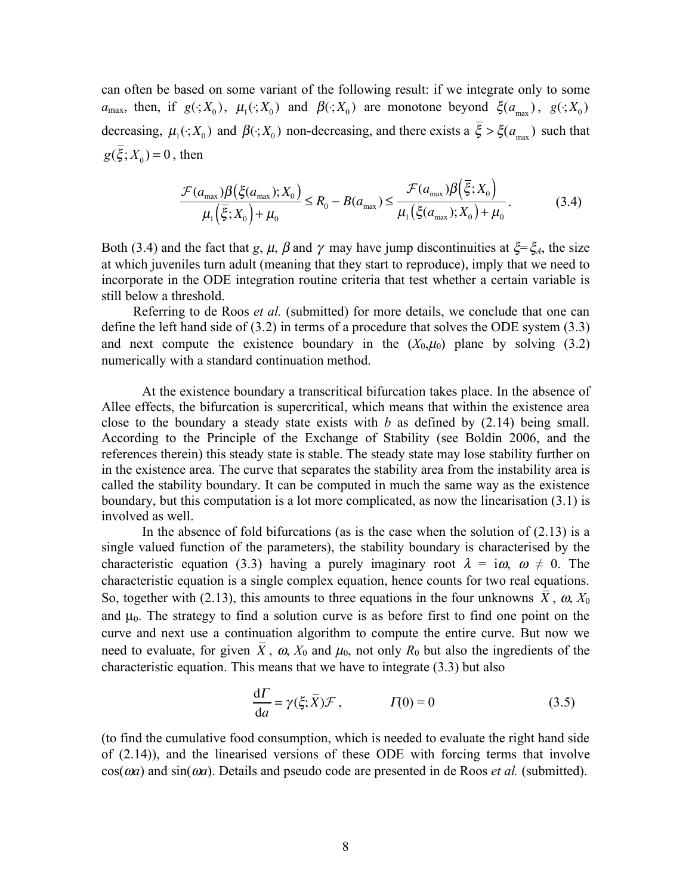can often be based on some variant of the following result: if we integrate only to some $a_{\max}$, then, if $g(\cdot;X_0)$, $\mu_1(\cdot;X_0)$ and $\beta(\cdot;X_0)$ are monotone beyond $\xi(a_{\max})$, $g(\cdot;X_0)$ decreasing, $\mu_1(\cdot;X_0)$ and $\beta(\cdot;X_0)$ non-decreasing, and there exists a $\bar{\xi} > \xi(a_{\max})$ such that $g(\bar{\xi};X_0) = 0$, then

$$\frac{\mathcal{F}(a_{\max})\beta\left(\xi(a_{\max});X_0\right)}{\mu_1\left(\bar{\xi};X_0\right)+\mu_0} \le R_0 - B(a_{\max}) \le \frac{\mathcal{F}(a_{\max})\beta\left(\bar{\xi};X_0\right)}{\mu_1\left(\xi(a_{\max});X_0\right)+\mu_0}. \tag{3.4}$$

Both (3.4) and the fact that $g$, $\mu$, $\beta$ and $\gamma$ may have jump discontinuities at $\xi = \xi_A$, the size at which juveniles turn adult (meaning that they start to reproduce), imply that we need to incorporate in the ODE integration routine criteria that test whether a certain variable is still below a threshold.

Referring to de Roos *et al.* (submitted) for more details, we conclude that one can define the left hand side of (3.2) in terms of a procedure that solves the ODE system (3.3) and next compute the existence boundary in the $(X_0,\mu_0)$ plane by solving (3.2) numerically with a standard continuation method.

At the existence boundary a transcritical bifurcation takes place. In the absence of Allee effects, the bifurcation is supercritical, which means that within the existence area close to the boundary a steady state exists with $b$ as defined by (2.14) being small. According to the Principle of the Exchange of Stability (see Boldin 2006, and the references therein) this steady state is stable. The steady state may lose stability further on in the existence area. The curve that separates the stability area from the instability area is called the stability boundary. It can be computed in much the same way as the existence boundary, but this computation is a lot more complicated, as now the linearisation (3.1) is involved as well.

In the absence of fold bifurcations (as is the case when the solution of (2.13) is a single valued function of the parameters), the stability boundary is characterised by the characteristic equation (3.3) having a purely imaginary root $\lambda = \mathrm{i}\omega$, $\omega \neq 0$. The characteristic equation is a single complex equation, hence counts for two real equations. So, together with (2.13), this amounts to three equations in the four unknowns $\bar{X}$, $\omega$, $X_0$ and $\mu_0$. The strategy to find a solution curve is as before first to find one point on the curve and next use a continuation algorithm to compute the entire curve. But now we need to evaluate, for given $\bar{X}$, $\omega$, $X_0$ and $\mu_0$, not only $R_0$ but also the ingredients of the characteristic equation. This means that we have to integrate (3.3) but also

$$\frac{\mathrm{d}\Gamma}{\mathrm{d}a} = \gamma(\xi;\bar{X})\mathcal{F}, \qquad \Gamma(0) = 0 \tag{3.5}$$

(to find the cumulative food consumption, which is needed to evaluate the right hand side of (2.14)), and the linearised versions of these ODE with forcing terms that involve $\cos(\omega a)$ and $\sin(\omega a)$. Details and pseudo code are presented in de Roos *et al.* (submitted).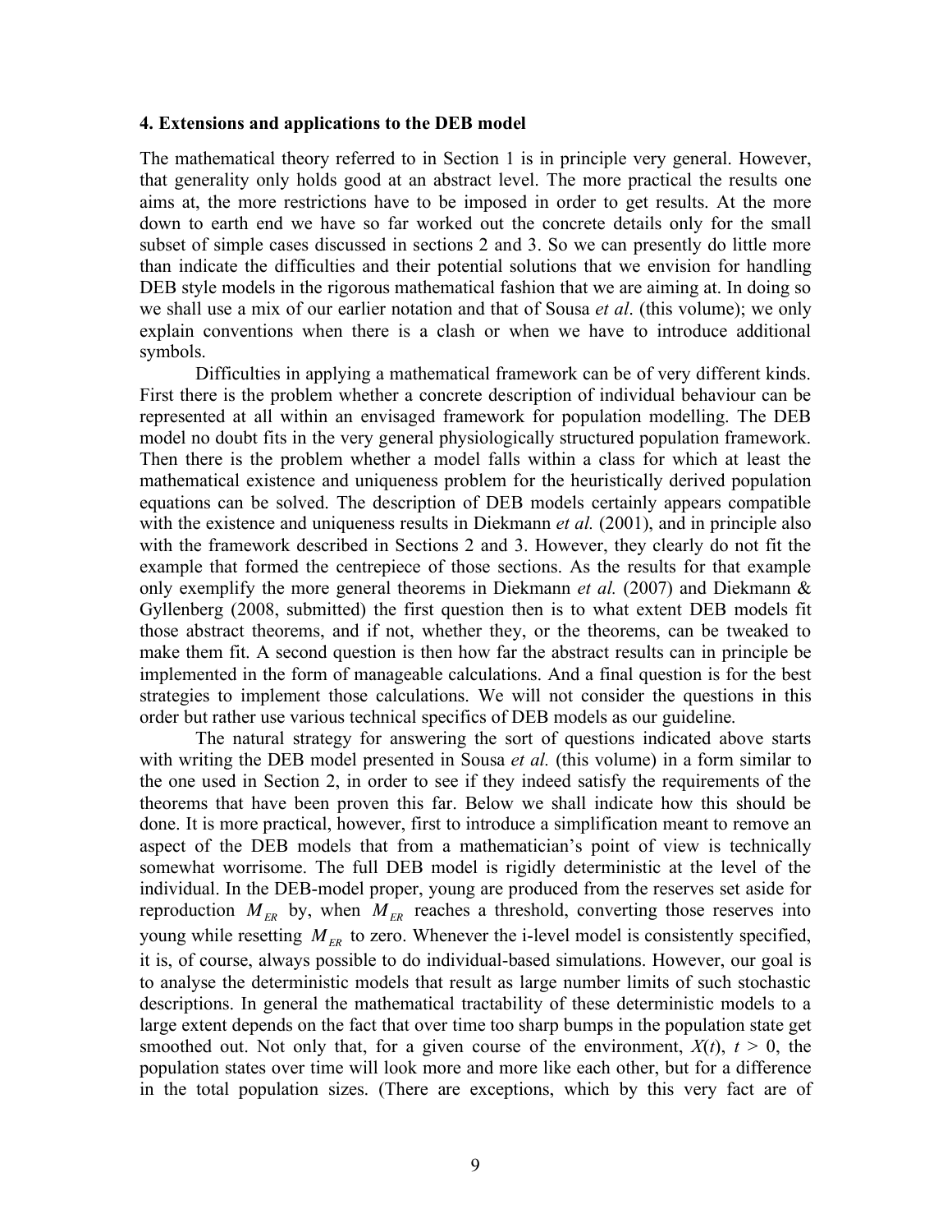## 4. Extensions and applications to the DEB model

The mathematical theory referred to in Section 1 is in principle very general. However, that generality only holds good at an abstract level. The more practical the results one aims at, the more restrictions have to be imposed in order to get results. At the more down to earth end we have so far worked out the concrete details only for the small subset of simple cases discussed in sections 2 and 3. So we can presently do little more than indicate the difficulties and their potential solutions that we envision for handling DEB style models in the rigorous mathematical fashion that we are aiming at. In doing so we shall use a mix of our earlier notation and that of Sousa *et al*. (this volume); we only explain conventions when there is a clash or when we have to introduce additional symbols.

Difficulties in applying a mathematical framework can be of very different kinds. First there is the problem whether a concrete description of individual behaviour can be represented at all within an envisaged framework for population modelling. The DEB model no doubt fits in the very general physiologically structured population framework. Then there is the problem whether a model falls within a class for which at least the mathematical existence and uniqueness problem for the heuristically derived population equations can be solved. The description of DEB models certainly appears compatible with the existence and uniqueness results in Diekmann *et al.* (2001), and in principle also with the framework described in Sections 2 and 3. However, they clearly do not fit the example that formed the centrepiece of those sections. As the results for that example only exemplify the more general theorems in Diekmann *et al.* (2007) and Diekmann & Gyllenberg (2008, submitted) the first question then is to what extent DEB models fit those abstract theorems, and if not, whether they, or the theorems, can be tweaked to make them fit. A second question is then how far the abstract results can in principle be implemented in the form of manageable calculations. And a final question is for the best strategies to implement those calculations. We will not consider the questions in this order but rather use various technical specifics of DEB models as our guideline.

The natural strategy for answering the sort of questions indicated above starts with writing the DEB model presented in Sousa *et al.* (this volume) in a form similar to the one used in Section 2, in order to see if they indeed satisfy the requirements of the theorems that have been proven this far. Below we shall indicate how this should be done. It is more practical, however, first to introduce a simplification meant to remove an aspect of the DEB models that from a mathematician's point of view is technically somewhat worrisome. The full DEB model is rigidly deterministic at the level of the individual. In the DEB-model proper, young are produced from the reserves set aside for reproduction $M_{ER}$ by, when $M_{ER}$ reaches a threshold, converting those reserves into young while resetting $M_{ER}$ to zero. Whenever the i-level model is consistently specified, it is, of course, always possible to do individual-based simulations. However, our goal is to analyse the deterministic models that result as large number limits of such stochastic descriptions. In general the mathematical tractability of these deterministic models to a large extent depends on the fact that over time too sharp bumps in the population state get smoothed out. Not only that, for a given course of the environment, $X(t)$, $t > 0$, the population states over time will look more and more like each other, but for a difference in the total population sizes. (There are exceptions, which by this very fact are of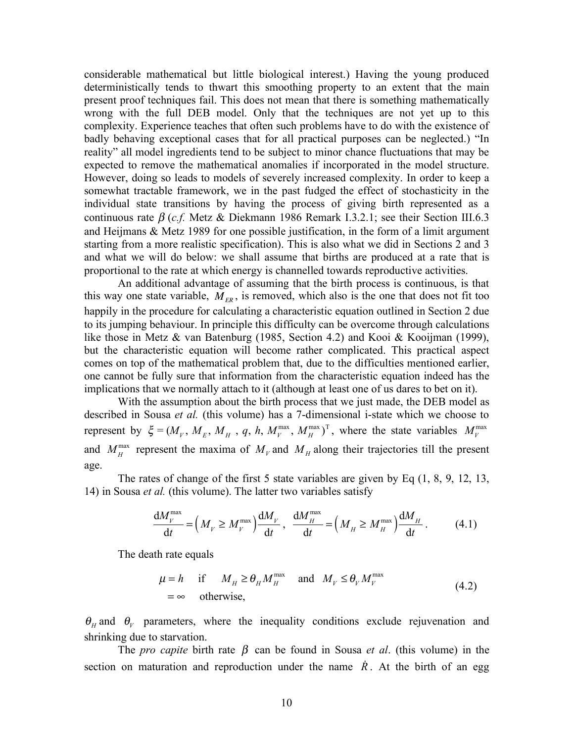considerable mathematical but little biological interest.) Having the young produced deterministically tends to thwart this smoothing property to an extent that the main present proof techniques fail. This does not mean that there is something mathematically wrong with the full DEB model. Only that the techniques are not yet up to this complexity. Experience teaches that often such problems have to do with the existence of badly behaving exceptional cases that for all practical purposes can be neglected.) "In reality" all model ingredients tend to be subject to minor chance fluctuations that may be expected to remove the mathematical anomalies if incorporated in the model structure. However, doing so leads to models of severely increased complexity. In order to keep a somewhat tractable framework, we in the past fudged the effect of stochasticity in the individual state transitions by having the process of giving birth represented as a continuous rate $\beta$ (*c.f.* Metz & Diekmann 1986 Remark I.3.2.1; see their Section III.6.3 and Heijmans & Metz 1989 for one possible justification, in the form of a limit argument starting from a more realistic specification). This is also what we did in Sections 2 and 3 and what we will do below: we shall assume that births are produced at a rate that is proportional to the rate at which energy is channelled towards reproductive activities.

An additional advantage of assuming that the birth process is continuous, is that this way one state variable, $M_{ER}$, is removed, which also is the one that does not fit too happily in the procedure for calculating a characteristic equation outlined in Section 2 due to its jumping behaviour. In principle this difficulty can be overcome through calculations like those in Metz & van Batenburg (1985, Section 4.2) and Kooi & Kooijman (1999), but the characteristic equation will become rather complicated. This practical aspect comes on top of the mathematical problem that, due to the difficulties mentioned earlier, one cannot be fully sure that information from the characteristic equation indeed has the implications that we normally attach to it (although at least one of us dares to bet on it).

With the assumption about the birth process that we just made, the DEB model as described in Sousa *et al.* (this volume) has a 7-dimensional i-state which we choose to represent by $\xi = (M_V,\, M_E,\, M_H\,,\, q,\, h,\, M_V^{\max},\, M_H^{\max})^{\mathrm{T}}$, where the state variables $M_V^{\max}$ and $M_H^{\max}$ represent the maxima of $M_V$ and $M_H$ along their trajectories till the present age.

The rates of change of the first 5 state variables are given by Eq (1, 8, 9, 12, 13, 14) in Sousa *et al.* (this volume). The latter two variables satisfy

$$\frac{\mathrm{d}M_V^{\max}}{\mathrm{d}t} = \left(M_V \geq M_V^{\max}\right)\frac{\mathrm{d}M_V}{\mathrm{d}t}, \quad \frac{\mathrm{d}M_H^{\max}}{\mathrm{d}t} = \left(M_H \geq M_H^{\max}\right)\frac{\mathrm{d}M_H}{\mathrm{d}t}. \qquad (4.1)$$

The death rate equals

$$\begin{aligned} \mu &= h \quad \text{if} \quad M_H \geq \theta_H M_H^{\max} \quad \text{and} \quad M_V \leq \theta_V M_V^{\max} \\ &= \infty \quad \text{otherwise,} \end{aligned} \qquad (4.2)$$

$\theta_H$ and $\theta_V$ parameters, where the inequality conditions exclude rejuvenation and shrinking due to starvation.

The *pro capite* birth rate $\beta$ can be found in Sousa *et al*. (this volume) in the section on maturation and reproduction under the name $\dot{R}$. At the birth of an egg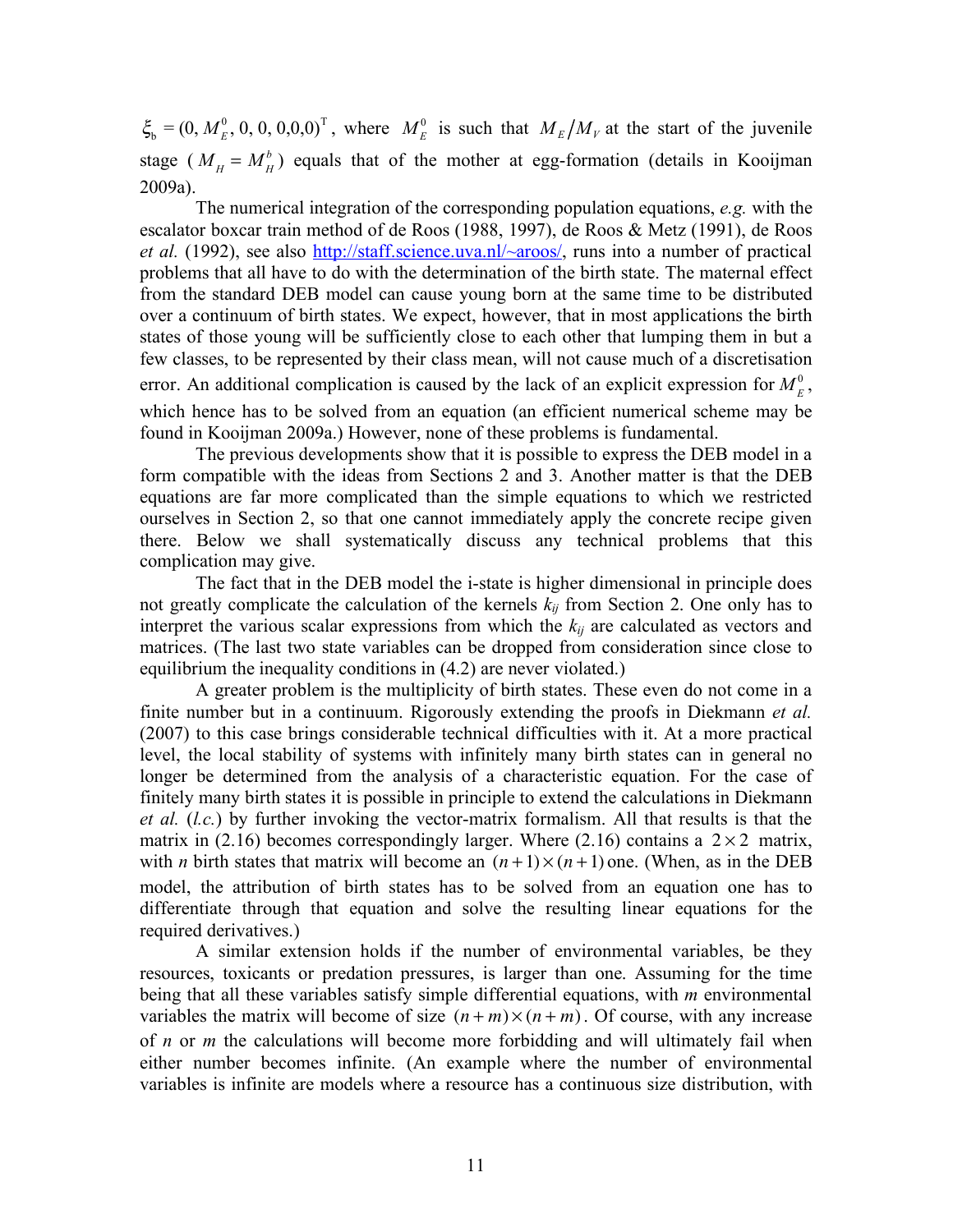$\xi_b = (0, M_E^0, 0, 0, 0,0,0)^T$, where $M_E^0$ is such that $M_E/M_V$ at the start of the juvenile stage ($M_H = M_H^b$) equals that of the mother at egg-formation (details in Kooijman 2009a).

The numerical integration of the corresponding population equations, *e.g.* with the escalator boxcar train method of de Roos (1988, 1997), de Roos & Metz (1991), de Roos *et al.* (1992), see also http://staff.science.uva.nl/~aroos/, runs into a number of practical problems that all have to do with the determination of the birth state. The maternal effect from the standard DEB model can cause young born at the same time to be distributed over a continuum of birth states. We expect, however, that in most applications the birth states of those young will be sufficiently close to each other that lumping them in but a few classes, to be represented by their class mean, will not cause much of a discretisation error. An additional complication is caused by the lack of an explicit expression for $M_E^0$, which hence has to be solved from an equation (an efficient numerical scheme may be found in Kooijman 2009a.) However, none of these problems is fundamental.

The previous developments show that it is possible to express the DEB model in a form compatible with the ideas from Sections 2 and 3. Another matter is that the DEB equations are far more complicated than the simple equations to which we restricted ourselves in Section 2, so that one cannot immediately apply the concrete recipe given there. Below we shall systematically discuss any technical problems that this complication may give.

The fact that in the DEB model the i-state is higher dimensional in principle does not greatly complicate the calculation of the kernels $k_{ij}$ from Section 2. One only has to interpret the various scalar expressions from which the $k_{ij}$ are calculated as vectors and matrices. (The last two state variables can be dropped from consideration since close to equilibrium the inequality conditions in (4.2) are never violated.)

A greater problem is the multiplicity of birth states. These even do not come in a finite number but in a continuum. Rigorously extending the proofs in Diekmann *et al.* (2007) to this case brings considerable technical difficulties with it. At a more practical level, the local stability of systems with infinitely many birth states can in general no longer be determined from the analysis of a characteristic equation. For the case of finitely many birth states it is possible in principle to extend the calculations in Diekmann *et al.* (*l.c.*) by further invoking the vector-matrix formalism. All that results is that the matrix in (2.16) becomes correspondingly larger. Where (2.16) contains a $2 \times 2$ matrix, with $n$ birth states that matrix will become an $(n+1)\times(n+1)$ one. (When, as in the DEB model, the attribution of birth states has to be solved from an equation one has to differentiate through that equation and solve the resulting linear equations for the required derivatives.)

A similar extension holds if the number of environmental variables, be they resources, toxicants or predation pressures, is larger than one. Assuming for the time being that all these variables satisfy simple differential equations, with $m$ environmental variables the matrix will become of size $(n+m)\times(n+m)$. Of course, with any increase of $n$ or $m$ the calculations will become more forbidding and will ultimately fail when either number becomes infinite. (An example where the number of environmental variables is infinite are models where a resource has a continuous size distribution, with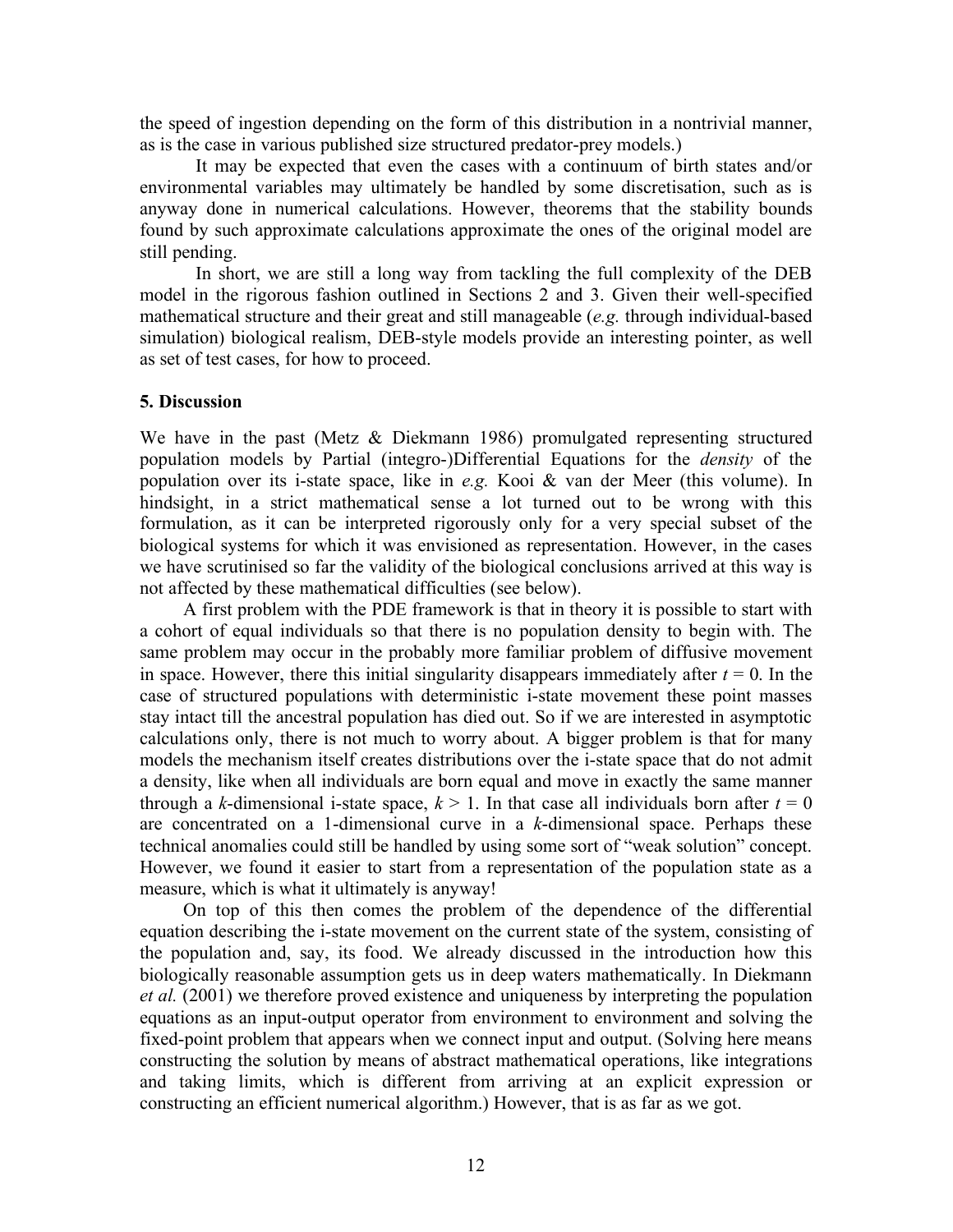the speed of ingestion depending on the form of this distribution in a nontrivial manner, as is the case in various published size structured predator-prey models.)

It may be expected that even the cases with a continuum of birth states and/or environmental variables may ultimately be handled by some discretisation, such as is anyway done in numerical calculations. However, theorems that the stability bounds found by such approximate calculations approximate the ones of the original model are still pending.

In short, we are still a long way from tackling the full complexity of the DEB model in the rigorous fashion outlined in Sections 2 and 3. Given their well-specified mathematical structure and their great and still manageable (*e.g.* through individual-based simulation) biological realism, DEB-style models provide an interesting pointer, as well as set of test cases, for how to proceed.

## 5. Discussion

We have in the past (Metz & Diekmann 1986) promulgated representing structured population models by Partial (integro-)Differential Equations for the *density* of the population over its i-state space, like in *e.g.* Kooi & van der Meer (this volume). In hindsight, in a strict mathematical sense a lot turned out to be wrong with this formulation, as it can be interpreted rigorously only for a very special subset of the biological systems for which it was envisioned as representation. However, in the cases we have scrutinised so far the validity of the biological conclusions arrived at this way is not affected by these mathematical difficulties (see below).

A first problem with the PDE framework is that in theory it is possible to start with a cohort of equal individuals so that there is no population density to begin with. The same problem may occur in the probably more familiar problem of diffusive movement in space. However, there this initial singularity disappears immediately after $t = 0$. In the case of structured populations with deterministic i-state movement these point masses stay intact till the ancestral population has died out. So if we are interested in asymptotic calculations only, there is not much to worry about. A bigger problem is that for many models the mechanism itself creates distributions over the i-state space that do not admit a density, like when all individuals are born equal and move in exactly the same manner through a $k$-dimensional i-state space, $k > 1$. In that case all individuals born after $t = 0$ are concentrated on a 1-dimensional curve in a $k$-dimensional space. Perhaps these technical anomalies could still be handled by using some sort of "weak solution" concept. However, we found it easier to start from a representation of the population state as a measure, which is what it ultimately is anyway!

On top of this then comes the problem of the dependence of the differential equation describing the i-state movement on the current state of the system, consisting of the population and, say, its food. We already discussed in the introduction how this biologically reasonable assumption gets us in deep waters mathematically. In Diekmann *et al.* (2001) we therefore proved existence and uniqueness by interpreting the population equations as an input-output operator from environment to environment and solving the fixed-point problem that appears when we connect input and output. (Solving here means constructing the solution by means of abstract mathematical operations, like integrations and taking limits, which is different from arriving at an explicit expression or constructing an efficient numerical algorithm.) However, that is as far as we got.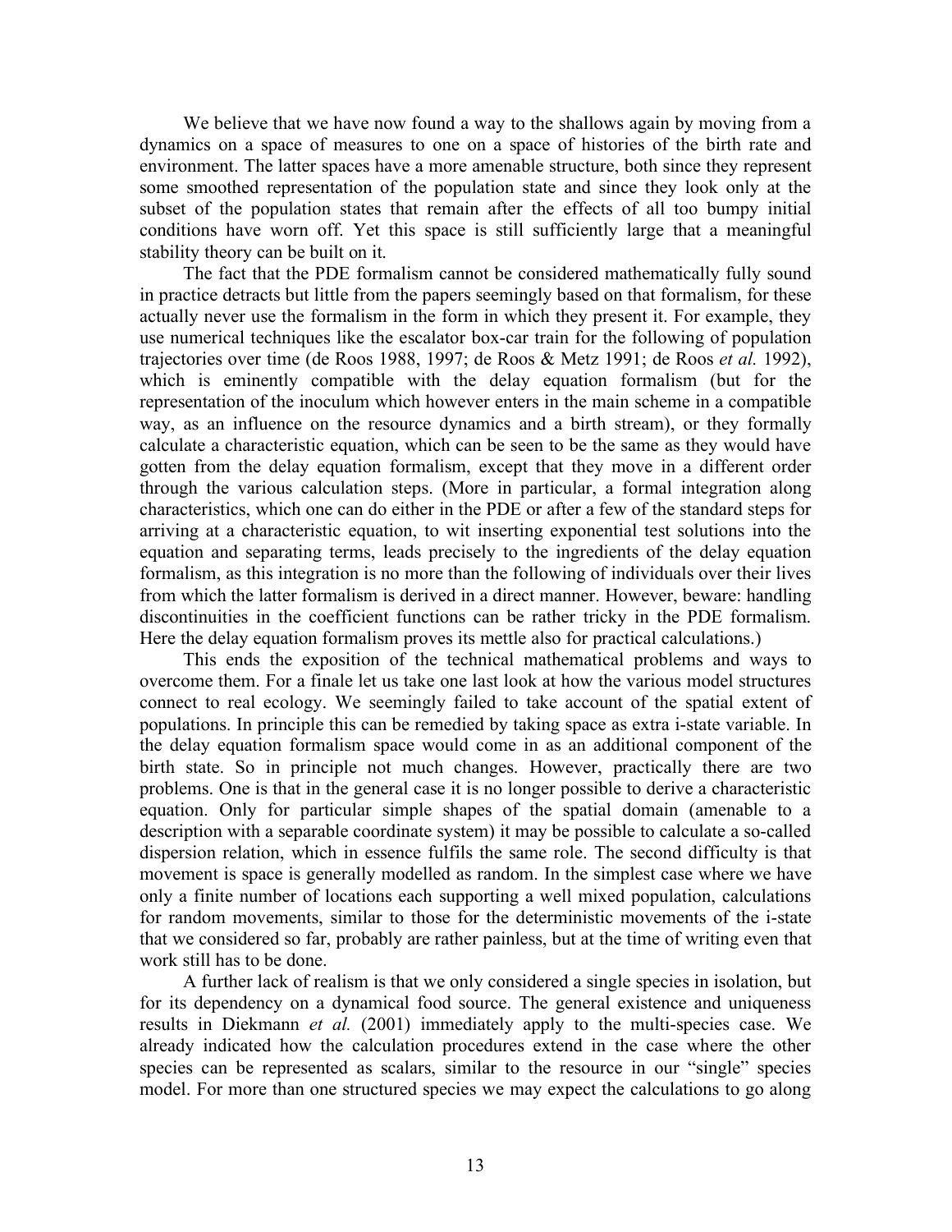We believe that we have now found a way to the shallows again by moving from a dynamics on a space of measures to one on a space of histories of the birth rate and environment. The latter spaces have a more amenable structure, both since they represent some smoothed representation of the population state and since they look only at the subset of the population states that remain after the effects of all too bumpy initial conditions have worn off. Yet this space is still sufficiently large that a meaningful stability theory can be built on it.

The fact that the PDE formalism cannot be considered mathematically fully sound in practice detracts but little from the papers seemingly based on that formalism, for these actually never use the formalism in the form in which they present it. For example, they use numerical techniques like the escalator box-car train for the following of population trajectories over time (de Roos 1988, 1997; de Roos & Metz 1991; de Roos *et al.* 1992), which is eminently compatible with the delay equation formalism (but for the representation of the inoculum which however enters in the main scheme in a compatible way, as an influence on the resource dynamics and a birth stream), or they formally calculate a characteristic equation, which can be seen to be the same as they would have gotten from the delay equation formalism, except that they move in a different order through the various calculation steps. (More in particular, a formal integration along characteristics, which one can do either in the PDE or after a few of the standard steps for arriving at a characteristic equation, to wit inserting exponential test solutions into the equation and separating terms, leads precisely to the ingredients of the delay equation formalism, as this integration is no more than the following of individuals over their lives from which the latter formalism is derived in a direct manner. However, beware: handling discontinuities in the coefficient functions can be rather tricky in the PDE formalism. Here the delay equation formalism proves its mettle also for practical calculations.)

This ends the exposition of the technical mathematical problems and ways to overcome them. For a finale let us take one last look at how the various model structures connect to real ecology. We seemingly failed to take account of the spatial extent of populations. In principle this can be remedied by taking space as extra i-state variable. In the delay equation formalism space would come in as an additional component of the birth state. So in principle not much changes. However, practically there are two problems. One is that in the general case it is no longer possible to derive a characteristic equation. Only for particular simple shapes of the spatial domain (amenable to a description with a separable coordinate system) it may be possible to calculate a so-called dispersion relation, which in essence fulfils the same role. The second difficulty is that movement is space is generally modelled as random. In the simplest case where we have only a finite number of locations each supporting a well mixed population, calculations for random movements, similar to those for the deterministic movements of the i-state that we considered so far, probably are rather painless, but at the time of writing even that work still has to be done.

A further lack of realism is that we only considered a single species in isolation, but for its dependency on a dynamical food source. The general existence and uniqueness results in Diekmann *et al.* (2001) immediately apply to the multi-species case. We already indicated how the calculation procedures extend in the case where the other species can be represented as scalars, similar to the resource in our "single" species model. For more than one structured species we may expect the calculations to go along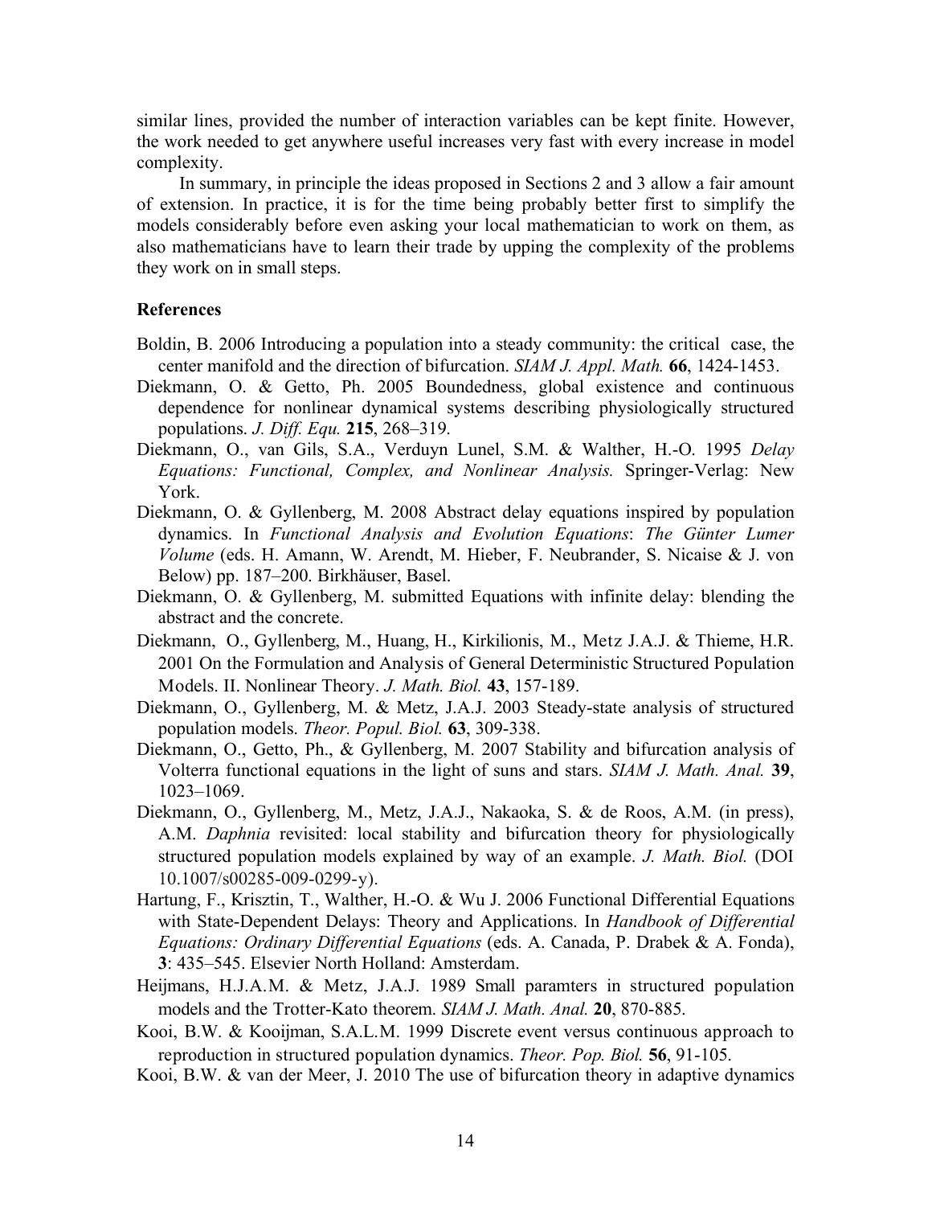similar lines, provided the number of interaction variables can be kept finite. However, the work needed to get anywhere useful increases very fast with every increase in model complexity.

In summary, in principle the ideas proposed in Sections 2 and 3 allow a fair amount of extension. In practice, it is for the time being probably better first to simplify the models considerably before even asking your local mathematician to work on them, as also mathematicians have to learn their trade by upping the complexity of the problems they work on in small steps.

**References**

Boldin, B. 2006 Introducing a population into a steady community: the critical case, the center manifold and the direction of bifurcation. *SIAM J. Appl. Math.* **66**, 1424-1453.

Diekmann, O. & Getto, Ph. 2005 Boundedness, global existence and continuous dependence for nonlinear dynamical systems describing physiologically structured populations. *J. Diff. Equ.* **215**, 268–319.

Diekmann, O., van Gils, S.A., Verduyn Lunel, S.M. & Walther, H.-O. 1995 *Delay Equations: Functional, Complex, and Nonlinear Analysis.* Springer-Verlag: New York.

Diekmann, O. & Gyllenberg, M. 2008 Abstract delay equations inspired by population dynamics. In *Functional Analysis and Evolution Equations*: *The Günter Lumer Volume* (eds. H. Amann, W. Arendt, M. Hieber, F. Neubrander, S. Nicaise & J. von Below) pp. 187–200. Birkhäuser, Basel.

Diekmann, O. & Gyllenberg, M. submitted Equations with infinite delay: blending the abstract and the concrete.

Diekmann, O., Gyllenberg, M., Huang, H., Kirkilionis, M., Metz J.A.J. & Thieme, H.R. 2001 On the Formulation and Analysis of General Deterministic Structured Population Models. II. Nonlinear Theory. *J. Math. Biol.* **43**, 157-189.

Diekmann, O., Gyllenberg, M. & Metz, J.A.J. 2003 Steady-state analysis of structured population models. *Theor. Popul. Biol.* **63**, 309-338.

Diekmann, O., Getto, Ph., & Gyllenberg, M. 2007 Stability and bifurcation analysis of Volterra functional equations in the light of suns and stars. *SIAM J. Math. Anal.* **39**, 1023–1069.

Diekmann, O., Gyllenberg, M., Metz, J.A.J., Nakaoka, S. & de Roos, A.M. (in press), A.M. *Daphnia* revisited: local stability and bifurcation theory for physiologically structured population models explained by way of an example. *J. Math. Biol.* (DOI 10.1007/s00285-009-0299-y).

Hartung, F., Krisztin, T., Walther, H.-O. & Wu J. 2006 Functional Differential Equations with State-Dependent Delays: Theory and Applications. In *Handbook of Differential Equations: Ordinary Differential Equations* (eds. A. Canada, P. Drabek & A. Fonda), **3**: 435–545. Elsevier North Holland: Amsterdam.

Heijmans, H.J.A.M. & Metz, J.A.J. 1989 Small paramters in structured population models and the Trotter-Kato theorem. *SIAM J. Math. Anal.* **20**, 870-885.

Kooi, B.W. & Kooijman, S.A.L.M. 1999 Discrete event versus continuous approach to reproduction in structured population dynamics. *Theor. Pop. Biol.* **56**, 91-105.

Kooi, B.W. & van der Meer, J. 2010 The use of bifurcation theory in adaptive dynamics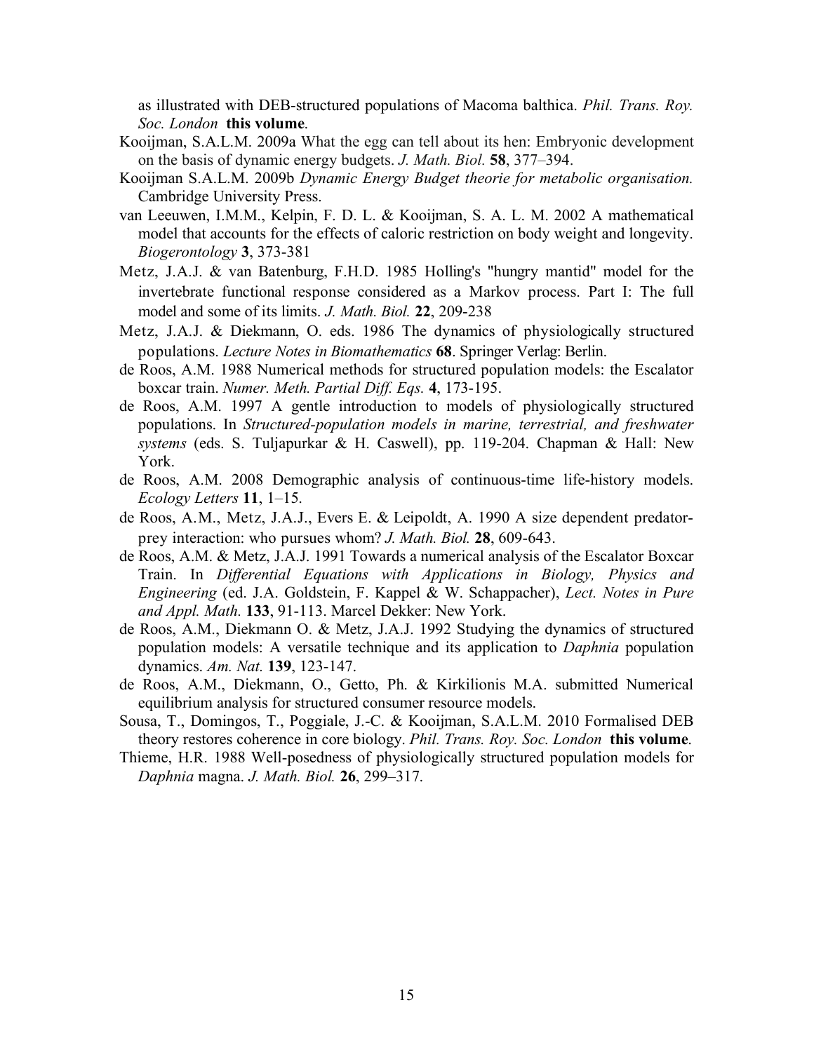as illustrated with DEB-structured populations of Macoma balthica. *Phil. Trans. Roy. Soc. London* **this volume**.

Kooijman, S.A.L.M. 2009a What the egg can tell about its hen: Embryonic development on the basis of dynamic energy budgets. *J. Math. Biol.* **58**, 377–394.

Kooijman S.A.L.M. 2009b *Dynamic Energy Budget theorie for metabolic organisation.* Cambridge University Press.

van Leeuwen, I.M.M., Kelpin, F. D. L. & Kooijman, S. A. L. M. 2002 A mathematical model that accounts for the effects of caloric restriction on body weight and longevity. *Biogerontology* **3**, 373-381

Metz, J.A.J. & van Batenburg, F.H.D. 1985 Holling's "hungry mantid" model for the invertebrate functional response considered as a Markov process. Part I: The full model and some of its limits. *J. Math. Biol.* **22**, 209-238

Metz, J.A.J. & Diekmann, O. eds. 1986 The dynamics of physiologically structured populations. *Lecture Notes in Biomathematics* **68**. Springer Verlag: Berlin.

de Roos, A.M. 1988 Numerical methods for structured population models: the Escalator boxcar train. *Numer. Meth. Partial Diff. Eqs.* **4**, 173-195.

de Roos, A.M. 1997 A gentle introduction to models of physiologically structured populations. In *Structured-population models in marine, terrestrial, and freshwater systems* (eds. S. Tuljapurkar & H. Caswell), pp. 119-204. Chapman & Hall: New York.

de Roos, A.M. 2008 Demographic analysis of continuous-time life-history models. *Ecology Letters* **11**, 1–15.

de Roos, A.M., Metz, J.A.J., Evers E. & Leipoldt, A. 1990 A size dependent predator-prey interaction: who pursues whom? *J. Math. Biol.* **28**, 609-643.

de Roos, A.M. & Metz, J.A.J. 1991 Towards a numerical analysis of the Escalator Boxcar Train. In *Differential Equations with Applications in Biology, Physics and Engineering* (ed. J.A. Goldstein, F. Kappel & W. Schappacher), *Lect. Notes in Pure and Appl. Math.* **133**, 91-113. Marcel Dekker: New York.

de Roos, A.M., Diekmann O. & Metz, J.A.J. 1992 Studying the dynamics of structured population models: A versatile technique and its application to *Daphnia* population dynamics. *Am. Nat.* **139**, 123-147.

de Roos, A.M., Diekmann, O., Getto, Ph. & Kirkilionis M.A. submitted Numerical equilibrium analysis for structured consumer resource models.

Sousa, T., Domingos, T., Poggiale, J.-C. & Kooijman, S.A.L.M. 2010 Formalised DEB theory restores coherence in core biology. *Phil. Trans. Roy. Soc. London* **this volume**.

Thieme, H.R. 1988 Well-posedness of physiologically structured population models for *Daphnia* magna. *J. Math. Biol.* **26**, 299–317.